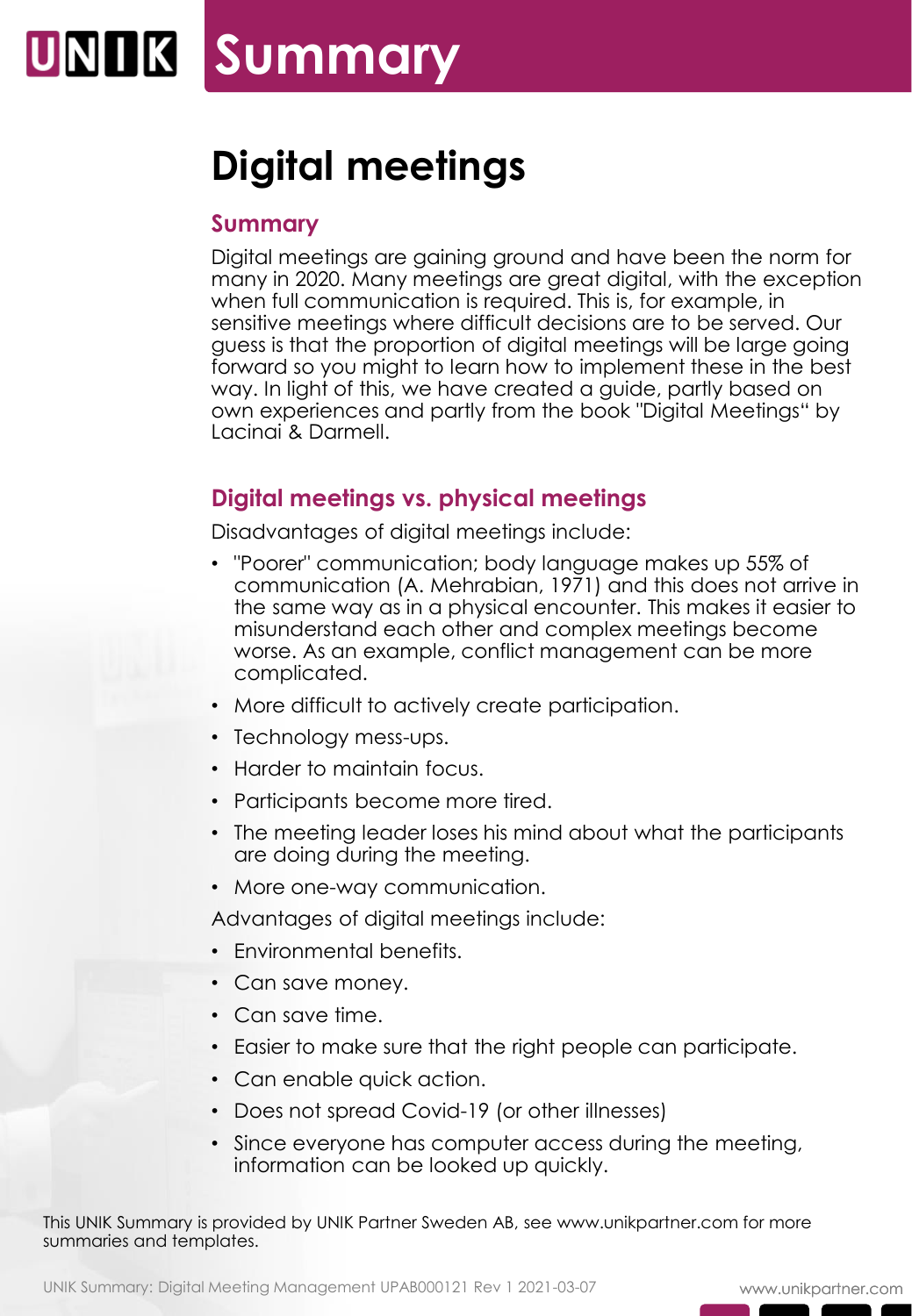# Summary

## Digital meetings

### Summary

Digital meetings are gaining ground and have been the norm for many in 2020. Many meetings are great digital, with the exception when full communication is required. This is, for example, in sensitive meetings where difficult decisions are to be served. Our guess is that the proportion of digital meetings will be large going forward so you might to learn how to implement these in the best way. In light of this, we have created a guide, partly based on own experiences and partly from the book "Digital Meetings" by Lacinai & Darmell.

### Digital meetings vs. physical meetings

Disadvantages of digital meetings include:

- "Poorer" communication; body language makes up 55% of communication (A. Mehrabian, 1971) and this does not arrive in the same way as in a physical encounter. This makes it easier to misunderstand each other and complex meetings become worse. As an example, conflict management can be more complicated.
- More difficult to actively create participation.
- Technology mess-ups.
- Harder to maintain focus.
- Participants become more tired.
- The meeting leader loses his mind about what the participants are doing during the meeting.
- More one-way communication.

Advantages of digital meetings include:

- Environmental benefits.
- Can save money.
- Can save time.
- Easier to make sure that the right people can participate.
- Can enable quick action.
- Does not spread Covid-19 (or other illnesses)
- Since everyone has computer access during the meeting, information can be looked up quickly.

This UNIK Summary is provided by UNIK Partner Sweden AB, see www.unikpartner.com for more summaries and templates.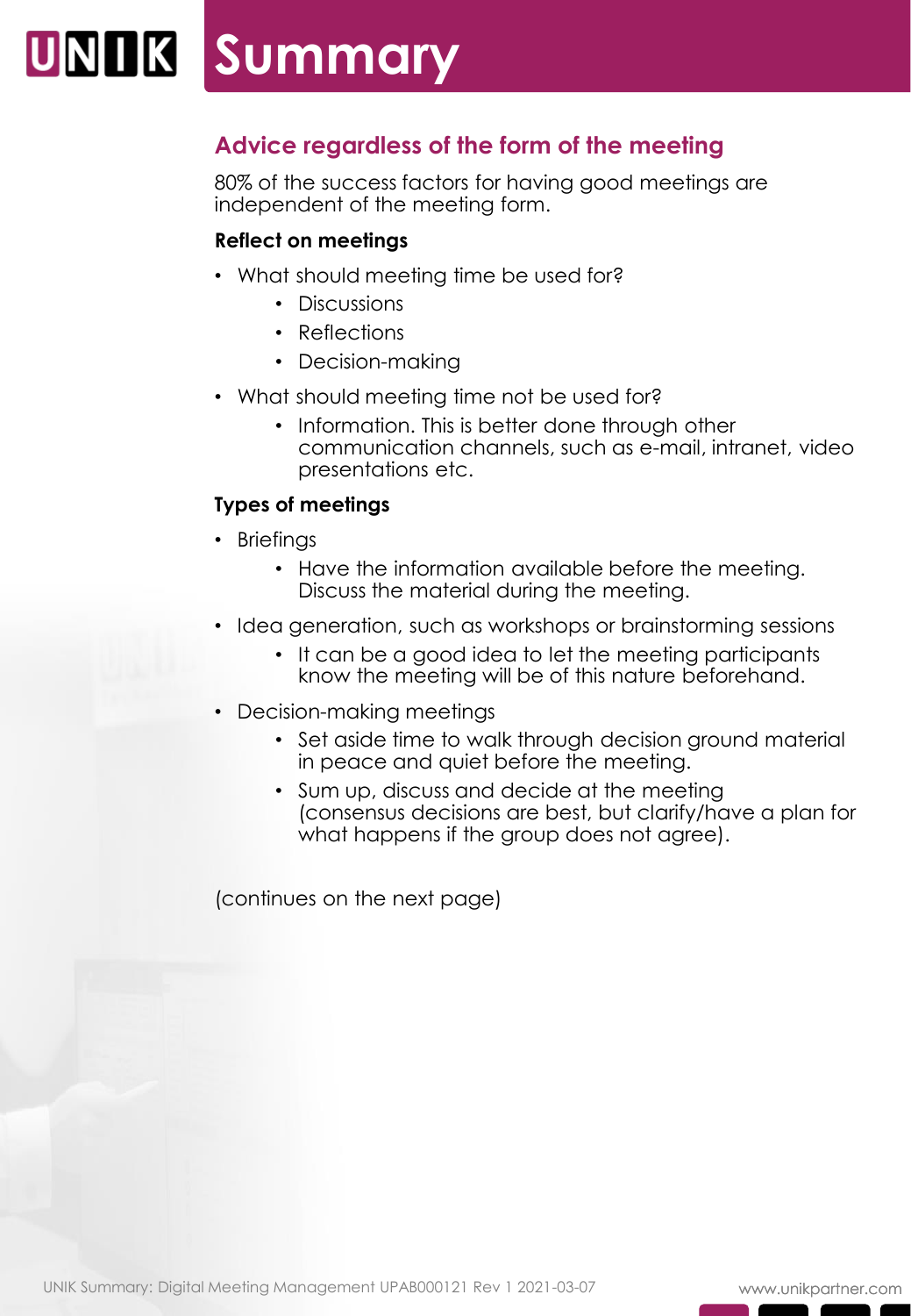# Summary

## Advice regardless of the form of the meeting

80% of the success factors for having good meetings are independent of the meeting form.

**Reflect on meetings**

- What should meeting time be used for?
  - Discussions
  - Reflections
  - Decision-making
- What should meeting time not be used for?
  - Information. This is better done through other communication channels, such as e-mail, intranet, video presentations etc.

**Types of meetings**

- Briefings
  - Have the information available before the meeting. Discuss the material during the meeting.
- Idea generation, such as workshops or brainstorming sessions
  - It can be a good idea to let the meeting participants know the meeting will be of this nature beforehand.
- Decision-making meetings
  - Set aside time to walk through decision ground material in peace and quiet before the meeting.
  - Sum up, discuss and decide at the meeting (consensus decisions are best, but clarify/have a plan for what happens if the group does not agree).

(continues on the next page)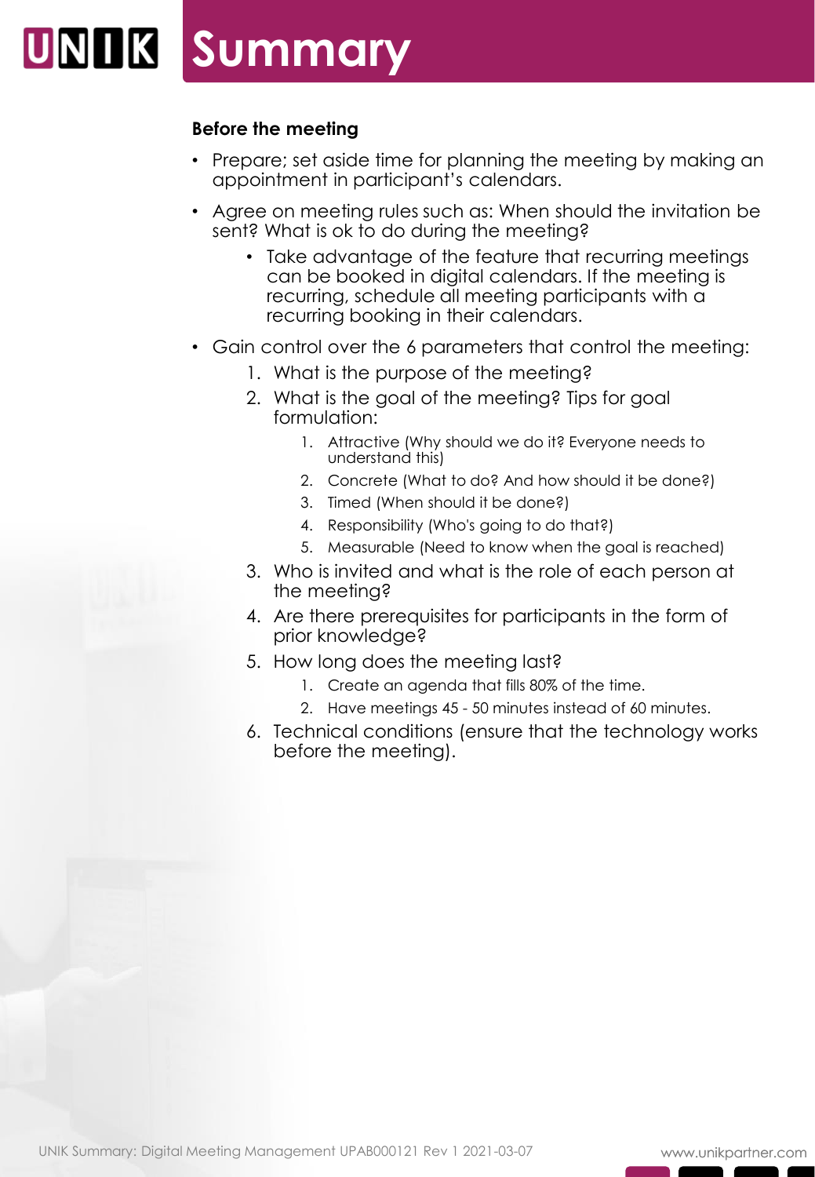# Summary

**Before the meeting**

- Prepare; set aside time for planning the meeting by making an appointment in participant's calendars.
- Agree on meeting rules such as: When should the invitation be sent? What is ok to do during the meeting?
  - Take advantage of the feature that recurring meetings can be booked in digital calendars. If the meeting is recurring, schedule all meeting participants with a recurring booking in their calendars.
- Gain control over the 6 parameters that control the meeting:
  1. What is the purpose of the meeting?
  2. What is the goal of the meeting? Tips for goal formulation:
     1. Attractive (Why should we do it? Everyone needs to understand this)
     2. Concrete (What to do? And how should it be done?)
     3. Timed (When should it be done?)
     4. Responsibility (Who's going to do that?)
     5. Measurable (Need to know when the goal is reached)
  3. Who is invited and what is the role of each person at the meeting?
  4. Are there prerequisites for participants in the form of prior knowledge?
  5. How long does the meeting last?
     1. Create an agenda that fills 80% of the time.
     2. Have meetings 45 - 50 minutes instead of 60 minutes.
  6. Technical conditions (ensure that the technology works before the meeting).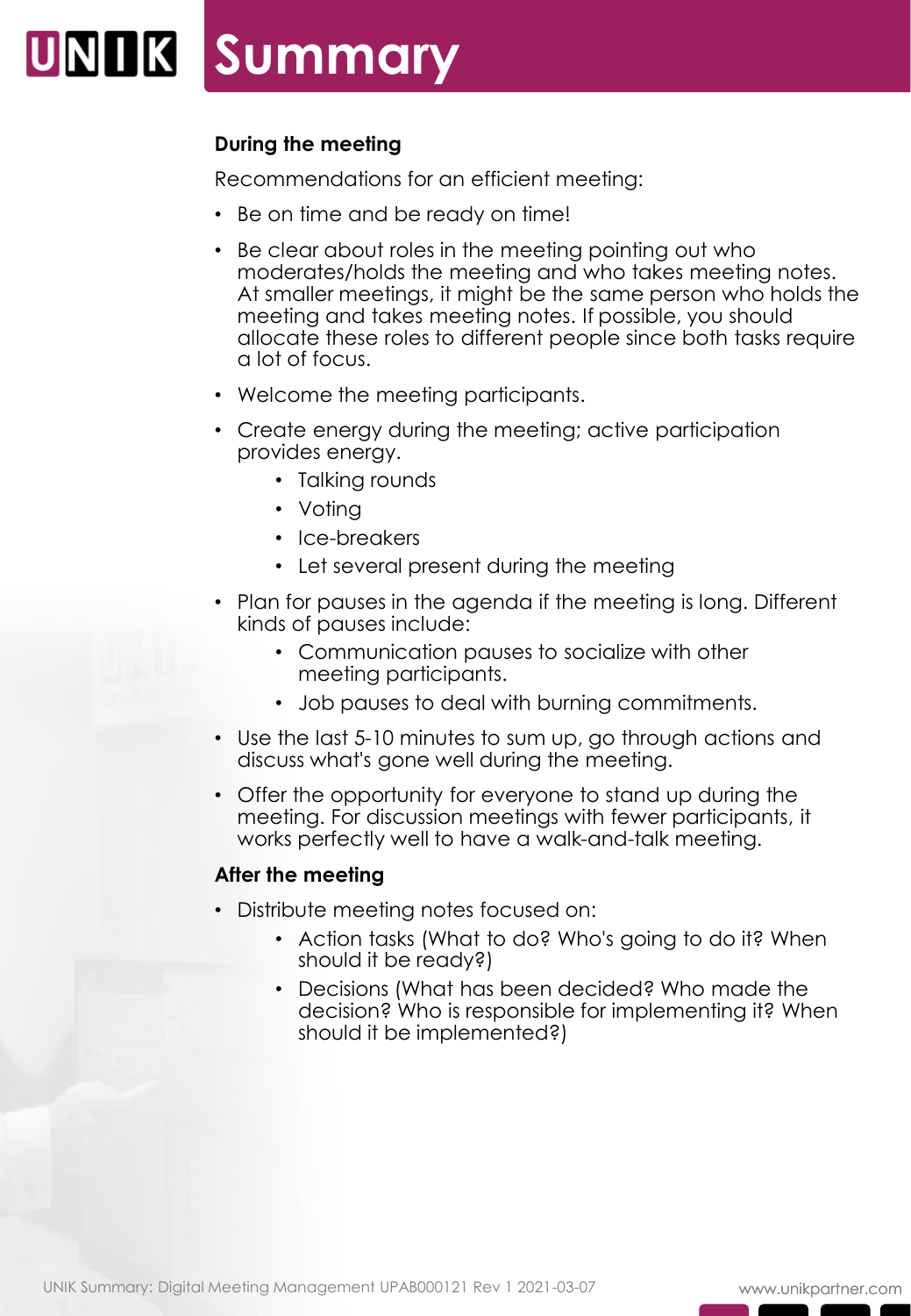# Summary

**During the meeting**

Recommendations for an efficient meeting:

- Be on time and be ready on time!
- Be clear about roles in the meeting pointing out who moderates/holds the meeting and who takes meeting notes. At smaller meetings, it might be the same person who holds the meeting and takes meeting notes. If possible, you should allocate these roles to different people since both tasks require a lot of focus.
- Welcome the meeting participants.
- Create energy during the meeting; active participation provides energy.
  - Talking rounds
  - Voting
  - Ice-breakers
  - Let several present during the meeting
- Plan for pauses in the agenda if the meeting is long. Different kinds of pauses include:
  - Communication pauses to socialize with other meeting participants.
  - Job pauses to deal with burning commitments.
- Use the last 5-10 minutes to sum up, go through actions and discuss what's gone well during the meeting.
- Offer the opportunity for everyone to stand up during the meeting. For discussion meetings with fewer participants, it works perfectly well to have a walk-and-talk meeting.

**After the meeting**

- Distribute meeting notes focused on:
  - Action tasks (What to do? Who's going to do it? When should it be ready?)
  - Decisions (What has been decided? Who made the decision? Who is responsible for implementing it? When should it be implemented?)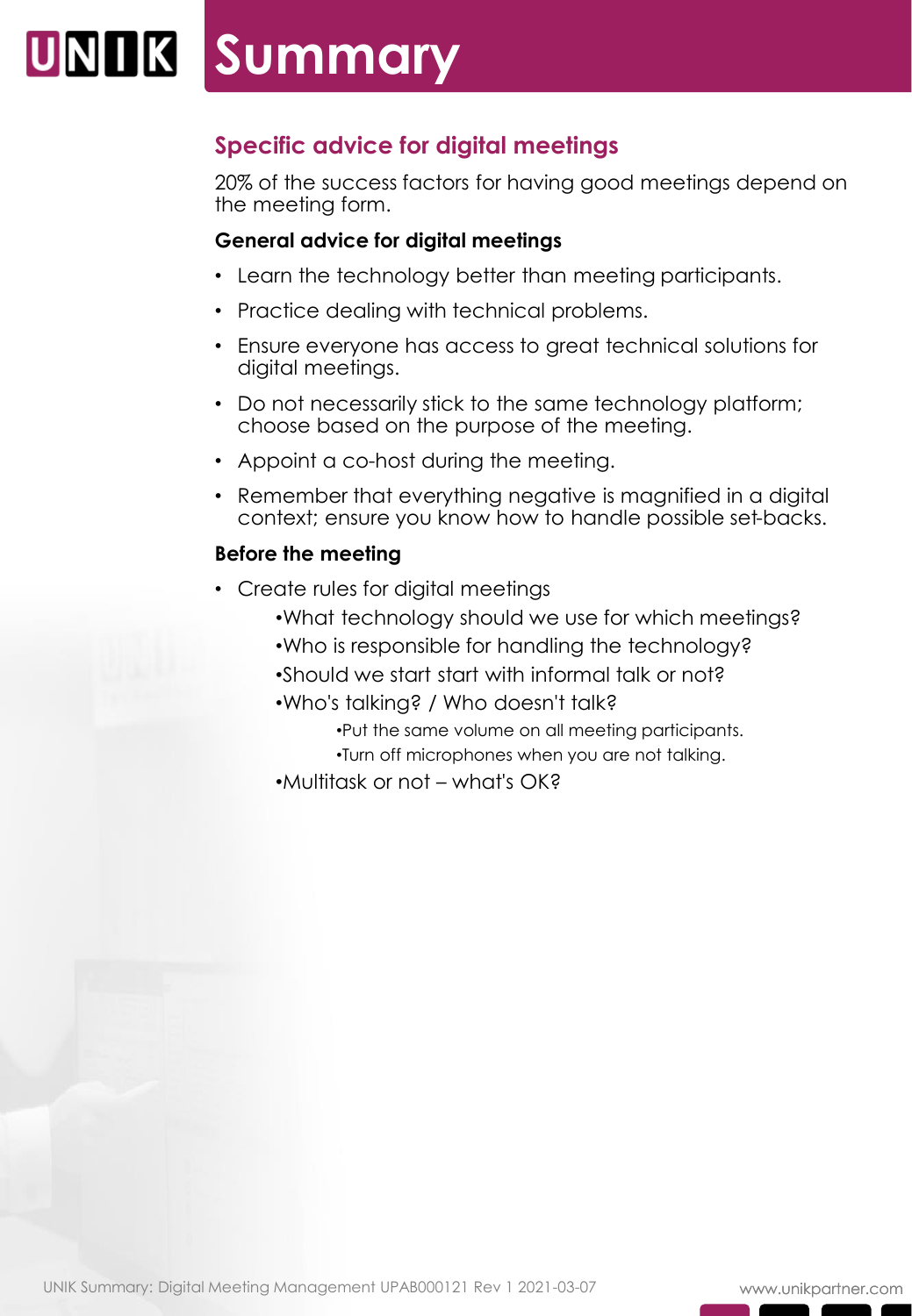# Summary

## Specific advice for digital meetings

20% of the success factors for having good meetings depend on the meeting form.

**General advice for digital meetings**

- Learn the technology better than meeting participants.
- Practice dealing with technical problems.
- Ensure everyone has access to great technical solutions for digital meetings.
- Do not necessarily stick to the same technology platform; choose based on the purpose of the meeting.
- Appoint a co-host during the meeting.
- Remember that everything negative is magnified in a digital context; ensure you know how to handle possible set-backs.

**Before the meeting**

- Create rules for digital meetings
  - What technology should we use for which meetings?
  - Who is responsible for handling the technology?
  - Should we start start with informal talk or not?
  - Who's talking? / Who doesn't talk?
    - Put the same volume on all meeting participants.
    - Turn off microphones when you are not talking.
  - Multitask or not – what's OK?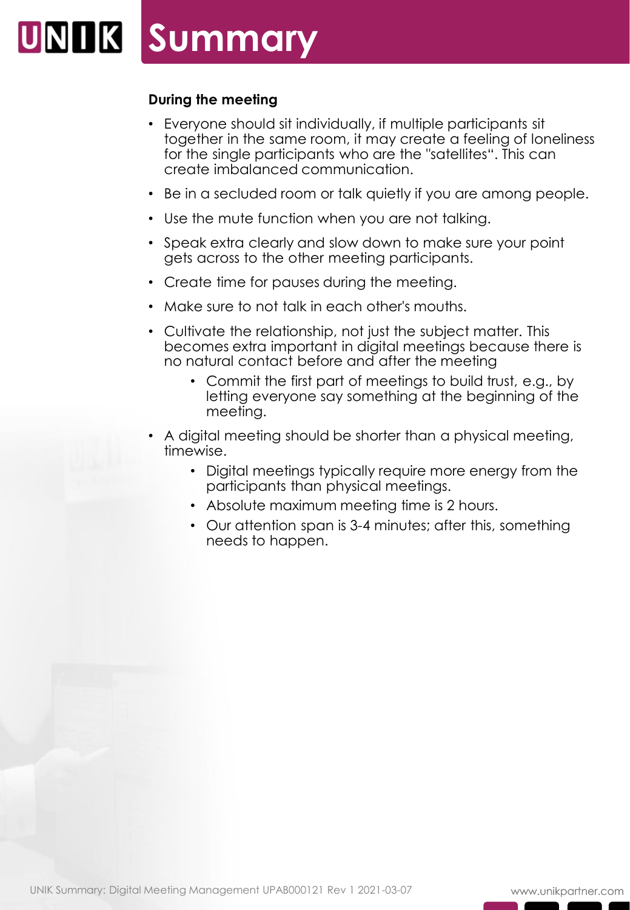# Summary

**During the meeting**

- Everyone should sit individually, if multiple participants sit together in the same room, it may create a feeling of loneliness for the single participants who are the "satellites". This can create imbalanced communication.
- Be in a secluded room or talk quietly if you are among people.
- Use the mute function when you are not talking.
- Speak extra clearly and slow down to make sure your point gets across to the other meeting participants.
- Create time for pauses during the meeting.
- Make sure to not talk in each other's mouths.
- Cultivate the relationship, not just the subject matter. This becomes extra important in digital meetings because there is no natural contact before and after the meeting
    - Commit the first part of meetings to build trust, e.g., by letting everyone say something at the beginning of the meeting.
- A digital meeting should be shorter than a physical meeting, timewise.
    - Digital meetings typically require more energy from the participants than physical meetings.
    - Absolute maximum meeting time is 2 hours.
    - Our attention span is 3-4 minutes; after this, something needs to happen.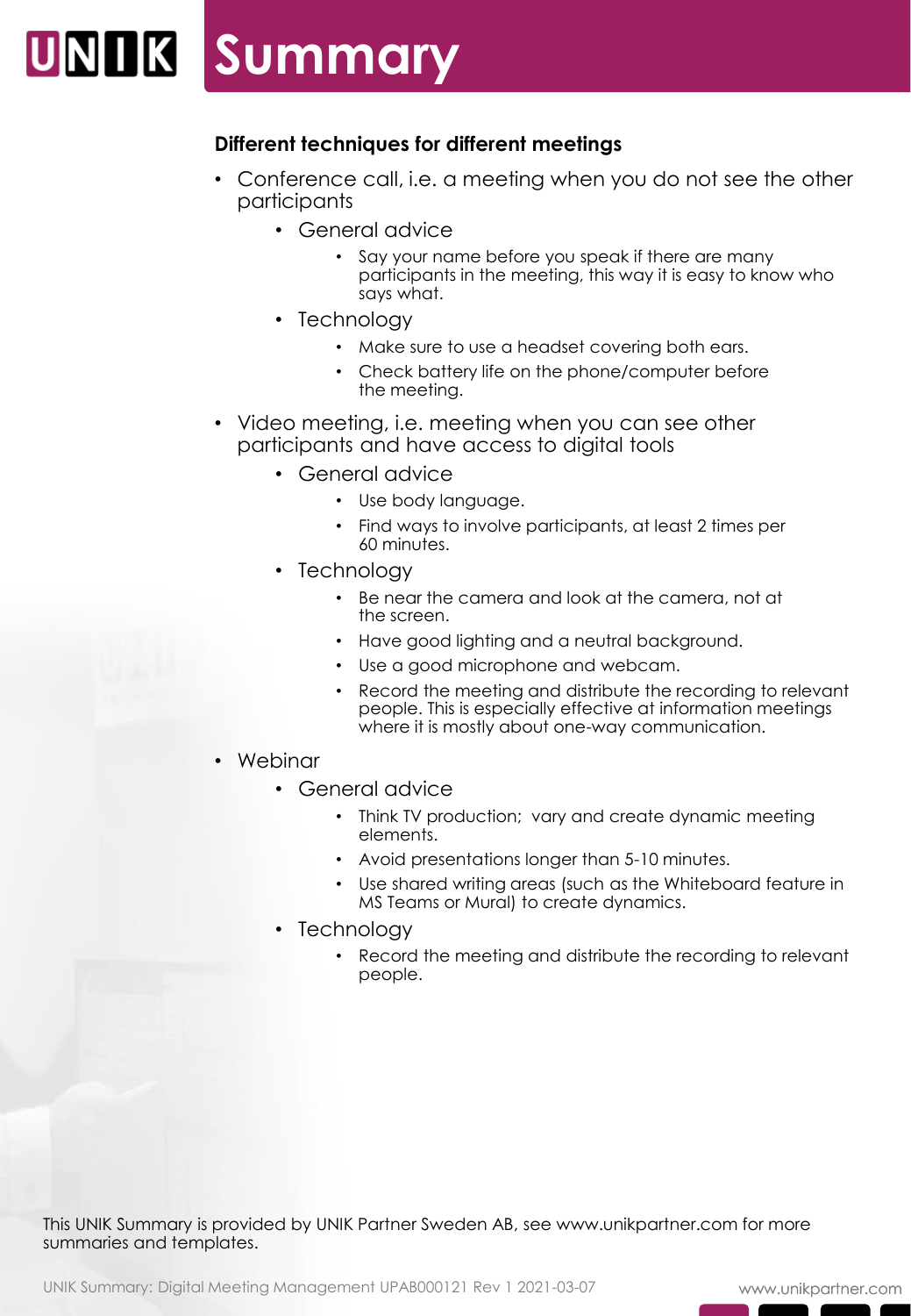# Summary

**Different techniques for different meetings**

- Conference call, i.e. a meeting when you do not see the other participants
  - General advice
    - Say your name before you speak if there are many participants in the meeting, this way it is easy to know who says what.
  - Technology
    - Make sure to use a headset covering both ears.
    - Check battery life on the phone/computer before the meeting.
- Video meeting, i.e. meeting when you can see other participants and have access to digital tools
  - General advice
    - Use body language.
    - Find ways to involve participants, at least 2 times per 60 minutes.
  - Technology
    - Be near the camera and look at the camera, not at the screen.
    - Have good lighting and a neutral background.
    - Use a good microphone and webcam.
    - Record the meeting and distribute the recording to relevant people. This is especially effective at information meetings where it is mostly about one-way communication.
- Webinar
  - General advice
    - Think TV production; vary and create dynamic meeting elements.
    - Avoid presentations longer than 5-10 minutes.
    - Use shared writing areas (such as the Whiteboard feature in MS Teams or Mural) to create dynamics.
  - Technology
    - Record the meeting and distribute the recording to relevant people.

This UNIK Summary is provided by UNIK Partner Sweden AB, see www.unikpartner.com for more summaries and templates.